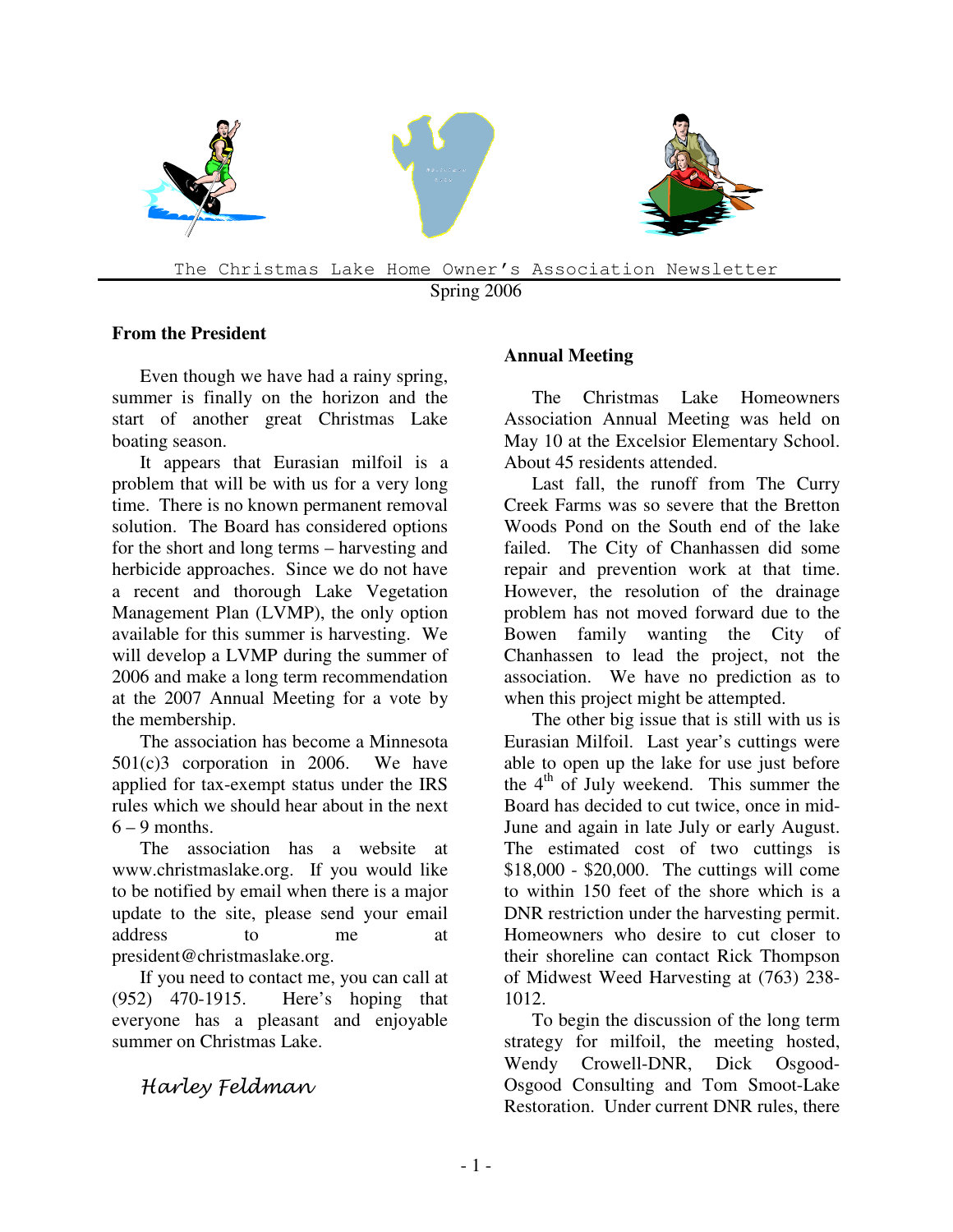# The Christmas Lake Home Owner's Association Newsletter

Spring 2006

## From the President

Even though we have had a rainy spring, summer is finally on the horizon and the start of another great Christmas Lake boating season.

It appears that Eurasian milfoil is a problem that will be with us for a very long time. There is no known permanent removal solution. The Board has considered options for the short and long terms – harvesting and herbicide approaches. Since we do not have a recent and thorough Lake Vegetation Management Plan (LVMP), the only option available for this summer is harvesting. We will develop a LVMP during the summer of 2006 and make a long term recommendation at the 2007 Annual Meeting for a vote by the membership.

The association has become a Minnesota 501(c)3 corporation in 2006. We have applied for tax-exempt status under the IRS rules which we should hear about in the next 6 – 9 months.

The association has a website at www.christmaslake.org. If you would like to be notified by email when there is a major update to the site, please send your email address to me at president@christmaslake.org.

If you need to contact me, you can call at (952) 470-1915. Here's hoping that everyone has a pleasant and enjoyable summer on Christmas Lake.

*Harley Feldman*

## Annual Meeting

The Christmas Lake Homeowners Association Annual Meeting was held on May 10 at the Excelsior Elementary School. About 45 residents attended.

Last fall, the runoff from The Curry Creek Farms was so severe that the Bretton Woods Pond on the South end of the lake failed. The City of Chanhassen did some repair and prevention work at that time. However, the resolution of the drainage problem has not moved forward due to the Bowen family wanting the City of Chanhassen to lead the project, not the association. We have no prediction as to when this project might be attempted.

The other big issue that is still with us is Eurasian Milfoil. Last year's cuttings were able to open up the lake for use just before the 4th of July weekend. This summer the Board has decided to cut twice, once in mid-June and again in late July or early August. The estimated cost of two cuttings is $18,000 - $20,000. The cuttings will come to within 150 feet of the shore which is a DNR restriction under the harvesting permit. Homeowners who desire to cut closer to their shoreline can contact Rick Thompson of Midwest Weed Harvesting at (763) 238-1012.

To begin the discussion of the long term strategy for milfoil, the meeting hosted, Wendy Crowell-DNR, Dick Osgood-Osgood Consulting and Tom Smoot-Lake Restoration. Under current DNR rules, there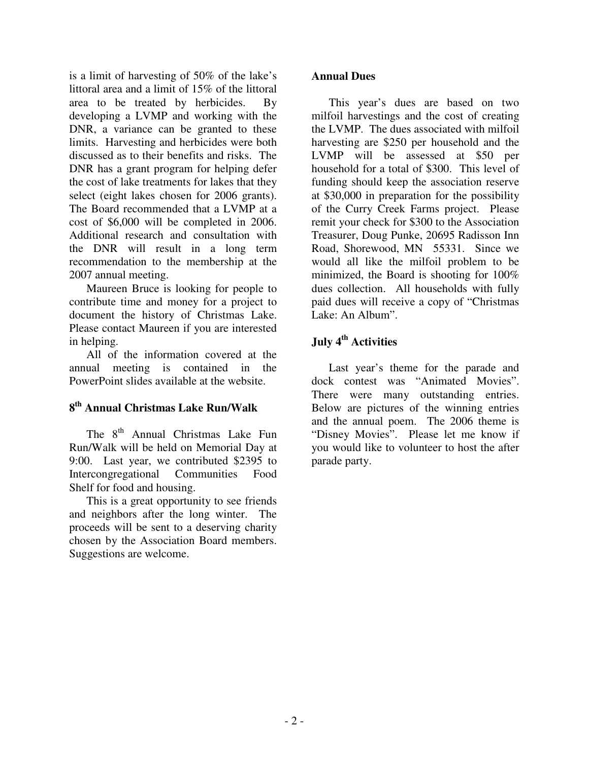is a limit of harvesting of 50% of the lake's littoral area and a limit of 15% of the littoral area to be treated by herbicides. By developing a LVMP and working with the DNR, a variance can be granted to these limits. Harvesting and herbicides were both discussed as to their benefits and risks. The DNR has a grant program for helping defer the cost of lake treatments for lakes that they select (eight lakes chosen for 2006 grants). The Board recommended that a LVMP at a cost of $6,000 will be completed in 2006. Additional research and consultation with the DNR will result in a long term recommendation to the membership at the 2007 annual meeting.

Maureen Bruce is looking for people to contribute time and money for a project to document the history of Christmas Lake. Please contact Maureen if you are interested in helping.

All of the information covered at the annual meeting is contained in the PowerPoint slides available at the website.

## 8th Annual Christmas Lake Run/Walk

The 8th Annual Christmas Lake Fun Run/Walk will be held on Memorial Day at 9:00. Last year, we contributed $2395 to Intercongregational Communities Food Shelf for food and housing.

This is a great opportunity to see friends and neighbors after the long winter. The proceeds will be sent to a deserving charity chosen by the Association Board members. Suggestions are welcome.

## Annual Dues

This year's dues are based on two milfoil harvestings and the cost of creating the LVMP. The dues associated with milfoil harvesting are $250 per household and the LVMP will be assessed at $50 per household for a total of $300. This level of funding should keep the association reserve at $30,000 in preparation for the possibility of the Curry Creek Farms project. Please remit your check for $300 to the Association Treasurer, Doug Punke, 20695 Radisson Inn Road, Shorewood, MN 55331. Since we would all like the milfoil problem to be minimized, the Board is shooting for 100% dues collection. All households with fully paid dues will receive a copy of "Christmas Lake: An Album".

## July 4th Activities

Last year's theme for the parade and dock contest was "Animated Movies". There were many outstanding entries. Below are pictures of the winning entries and the annual poem. The 2006 theme is "Disney Movies". Please let me know if you would like to volunteer to host the after parade party.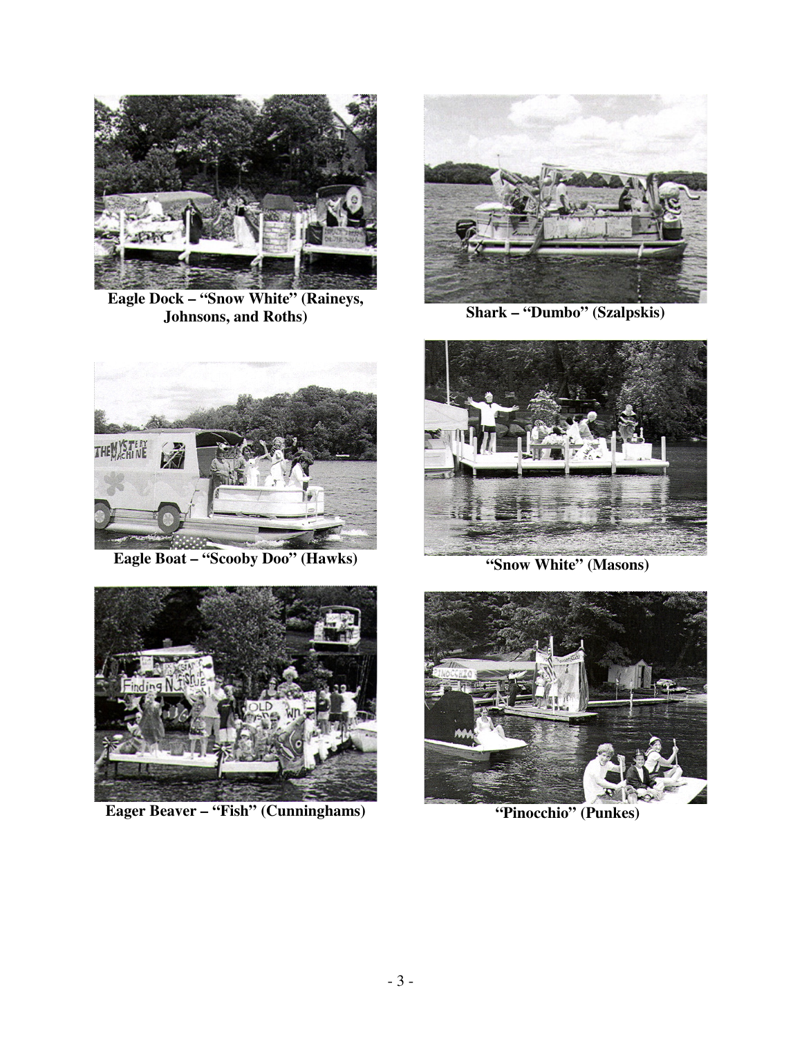**Eagle Dock – "Snow White" (Raineys, Johnsons, and Roths)**

**Shark – "Dumbo" (Szalpskis)**

**Eagle Boat – "Scooby Doo" (Hawks)**

**"Snow White" (Masons)**

**Eager Beaver – "Fish" (Cunninghams)**

**"Pinocchio" (Punkes)**